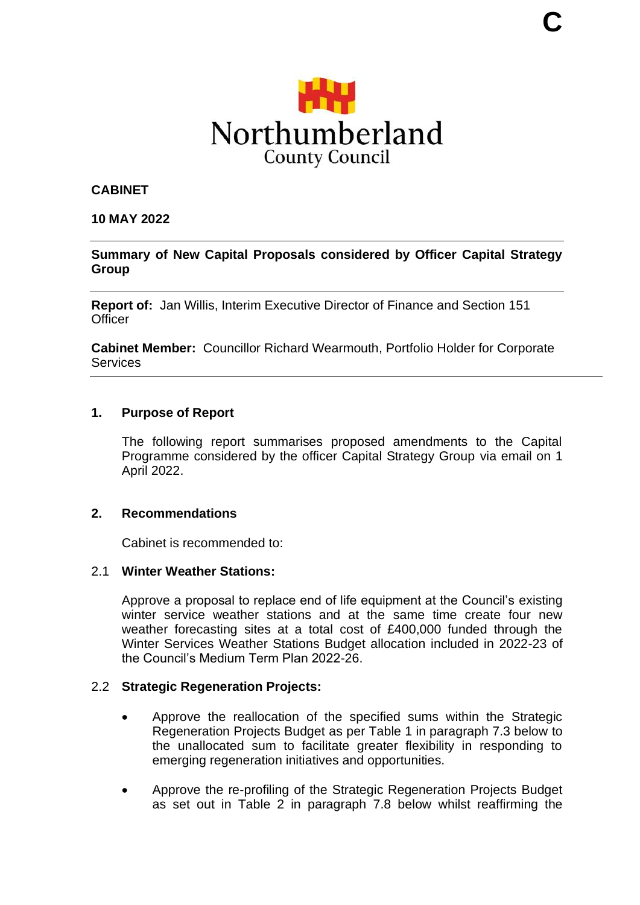C

Northumberland
County Council

**CABINET**

**10 MAY 2022**

---

**Summary of New Capital Proposals considered by Officer Capital Strategy Group**

---

**Report of:** Jan Willis, Interim Executive Director of Finance and Section 151 Officer

**Cabinet Member:** Councillor Richard Wearmouth, Portfolio Holder for Corporate Services

---

## 1. Purpose of Report

The following report summarises proposed amendments to the Capital Programme considered by the officer Capital Strategy Group via email on 1 April 2022.

## 2. Recommendations

Cabinet is recommended to:

### 2.1 Winter Weather Stations:

Approve a proposal to replace end of life equipment at the Council's existing winter service weather stations and at the same time create four new weather forecasting sites at a total cost of £400,000 funded through the Winter Services Weather Stations Budget allocation included in 2022-23 of the Council's Medium Term Plan 2022-26.

### 2.2 Strategic Regeneration Projects:

- Approve the reallocation of the specified sums within the Strategic Regeneration Projects Budget as per Table 1 in paragraph 7.3 below to the unallocated sum to facilitate greater flexibility in responding to emerging regeneration initiatives and opportunities.

- Approve the re-profiling of the Strategic Regeneration Projects Budget as set out in Table 2 in paragraph 7.8 below whilst reaffirming the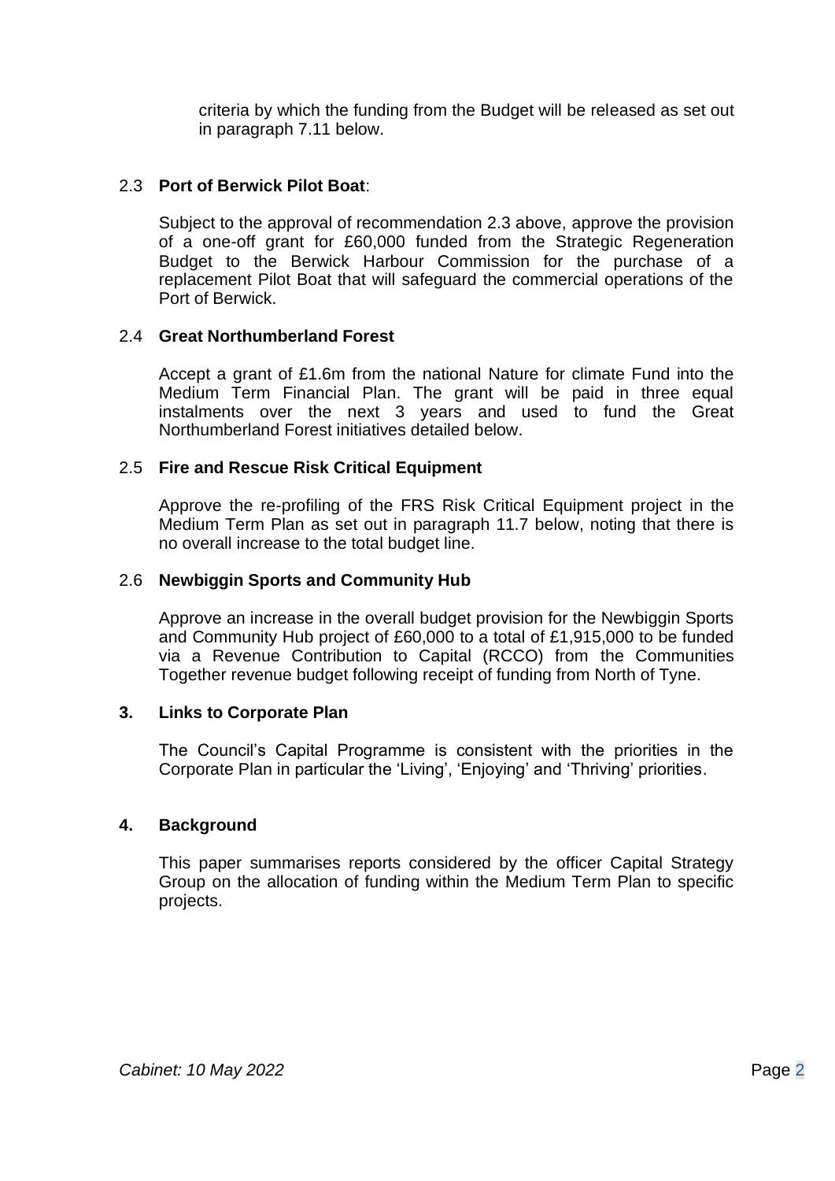criteria by which the funding from the Budget will be released as set out in paragraph 7.11 below.

2.3 **Port of Berwick Pilot Boat**:

Subject to the approval of recommendation 2.3 above, approve the provision of a one-off grant for £60,000 funded from the Strategic Regeneration Budget to the Berwick Harbour Commission for the purchase of a replacement Pilot Boat that will safeguard the commercial operations of the Port of Berwick.

2.4 **Great Northumberland Forest**

Accept a grant of £1.6m from the national Nature for climate Fund into the Medium Term Financial Plan. The grant will be paid in three equal instalments over the next 3 years and used to fund the Great Northumberland Forest initiatives detailed below.

2.5 **Fire and Rescue Risk Critical Equipment**

Approve the re-profiling of the FRS Risk Critical Equipment project in the Medium Term Plan as set out in paragraph 11.7 below, noting that there is no overall increase to the total budget line.

2.6 **Newbiggin Sports and Community Hub**

Approve an increase in the overall budget provision for the Newbiggin Sports and Community Hub project of £60,000 to a total of £1,915,000 to be funded via a Revenue Contribution to Capital (RCCO) from the Communities Together revenue budget following receipt of funding from North of Tyne.

## 3. Links to Corporate Plan

The Council's Capital Programme is consistent with the priorities in the Corporate Plan in particular the 'Living', 'Enjoying' and 'Thriving' priorities.

## 4. Background

This paper summarises reports considered by the officer Capital Strategy Group on the allocation of funding within the Medium Term Plan to specific projects.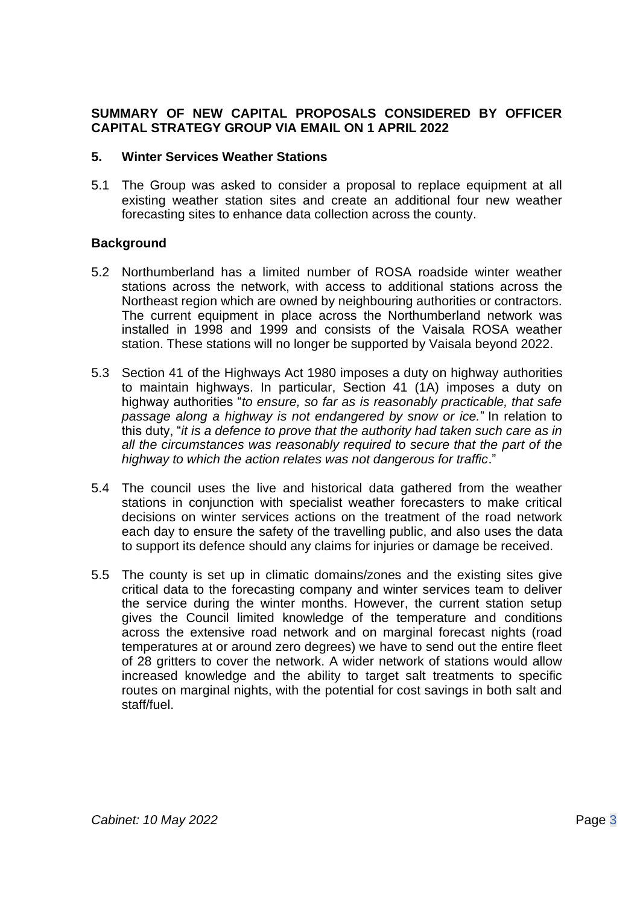**SUMMARY OF NEW CAPITAL PROPOSALS CONSIDERED BY OFFICER CAPITAL STRATEGY GROUP VIA EMAIL ON 1 APRIL 2022**

**5. Winter Services Weather Stations**

5.1 The Group was asked to consider a proposal to replace equipment at all existing weather station sites and create an additional four new weather forecasting sites to enhance data collection across the county.

**Background**

5.2 Northumberland has a limited number of ROSA roadside winter weather stations across the network, with access to additional stations across the Northeast region which are owned by neighbouring authorities or contractors. The current equipment in place across the Northumberland network was installed in 1998 and 1999 and consists of the Vaisala ROSA weather station. These stations will no longer be supported by Vaisala beyond 2022.

5.3 Section 41 of the Highways Act 1980 imposes a duty on highway authorities to maintain highways. In particular, Section 41 (1A) imposes a duty on highway authorities "*to ensure, so far as is reasonably practicable, that safe passage along a highway is not endangered by snow or ice.*" In relation to this duty, "*it is a defence to prove that the authority had taken such care as in all the circumstances was reasonably required to secure that the part of the highway to which the action relates was not dangerous for traffic*."

5.4 The council uses the live and historical data gathered from the weather stations in conjunction with specialist weather forecasters to make critical decisions on winter services actions on the treatment of the road network each day to ensure the safety of the travelling public, and also uses the data to support its defence should any claims for injuries or damage be received.

5.5 The county is set up in climatic domains/zones and the existing sites give critical data to the forecasting company and winter services team to deliver the service during the winter months. However, the current station setup gives the Council limited knowledge of the temperature and conditions across the extensive road network and on marginal forecast nights (road temperatures at or around zero degrees) we have to send out the entire fleet of 28 gritters to cover the network. A wider network of stations would allow increased knowledge and the ability to target salt treatments to specific routes on marginal nights, with the potential for cost savings in both salt and staff/fuel.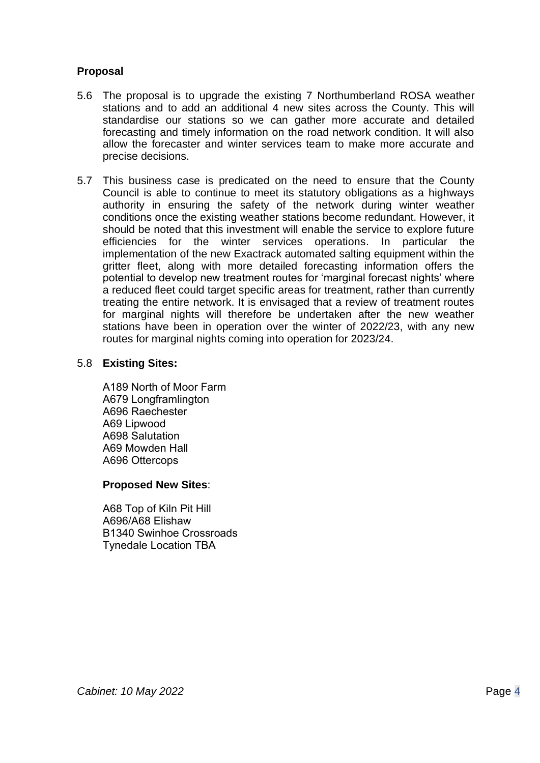**Proposal**

5.6 The proposal is to upgrade the existing 7 Northumberland ROSA weather stations and to add an additional 4 new sites across the County. This will standardise our stations so we can gather more accurate and detailed forecasting and timely information on the road network condition. It will also allow the forecaster and winter services team to make more accurate and precise decisions.

5.7 This business case is predicated on the need to ensure that the County Council is able to continue to meet its statutory obligations as a highways authority in ensuring the safety of the network during winter weather conditions once the existing weather stations become redundant. However, it should be noted that this investment will enable the service to explore future efficiencies for the winter services operations. In particular the implementation of the new Exactrack automated salting equipment within the gritter fleet, along with more detailed forecasting information offers the potential to develop new treatment routes for 'marginal forecast nights' where a reduced fleet could target specific areas for treatment, rather than currently treating the entire network. It is envisaged that a review of treatment routes for marginal nights will therefore be undertaken after the new weather stations have been in operation over the winter of 2022/23, with any new routes for marginal nights coming into operation for 2023/24.

5.8 **Existing Sites:**

A189 North of Moor Farm
A679 Longframlington
A696 Raechester
A69 Lipwood
A698 Salutation
A69 Mowden Hall
A696 Ottercops

**Proposed New Sites**:

A68 Top of Kiln Pit Hill
A696/A68 Elishaw
B1340 Swinhoe Crossroads
Tynedale Location TBA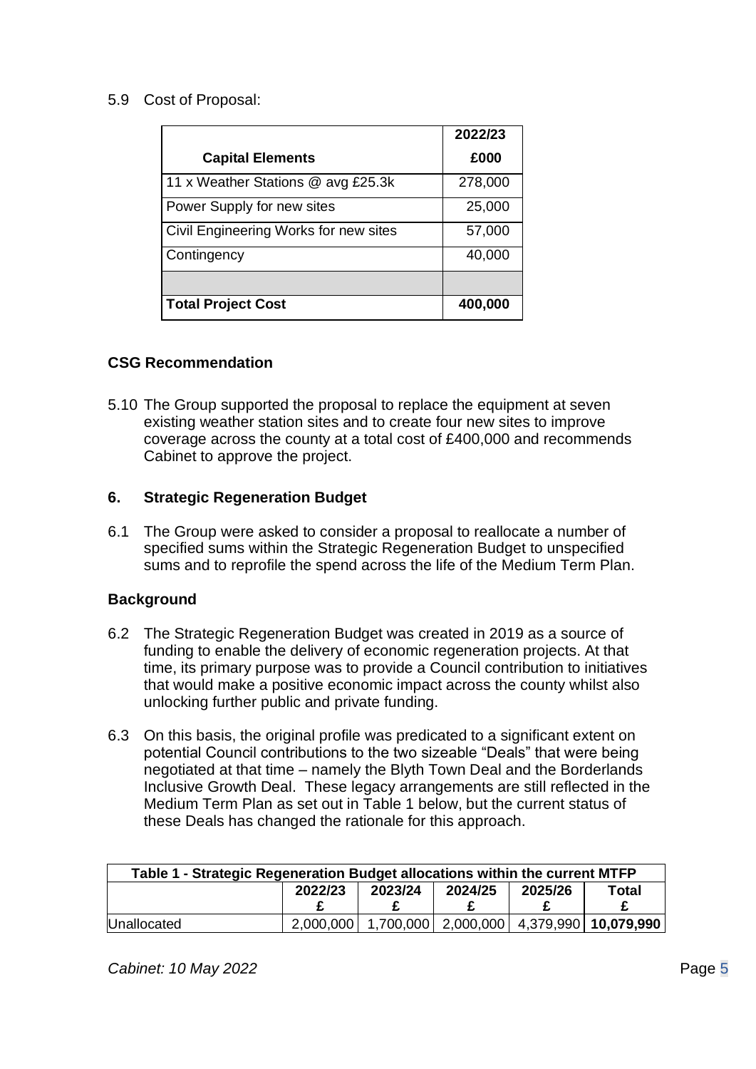5.9 Cost of Proposal:

| Capital Elements | 2022/23 £000 |
|---|---|
| 11 x Weather Stations @ avg £25.3k | 278,000 |
| Power Supply for new sites | 25,000 |
| Civil Engineering Works for new sites | 57,000 |
| Contingency | 40,000 |
| | |
| **Total Project Cost** | **400,000** |

**CSG Recommendation**

5.10 The Group supported the proposal to replace the equipment at seven existing weather station sites and to create four new sites to improve coverage across the county at a total cost of £400,000 and recommends Cabinet to approve the project.

## 6. Strategic Regeneration Budget

6.1 The Group were asked to consider a proposal to reallocate a number of specified sums within the Strategic Regeneration Budget to unspecified sums and to reprofile the spend across the life of the Medium Term Plan.

**Background**

6.2 The Strategic Regeneration Budget was created in 2019 as a source of funding to enable the delivery of economic regeneration projects. At that time, its primary purpose was to provide a Council contribution to initiatives that would make a positive economic impact across the county whilst also unlocking further public and private funding.

6.3 On this basis, the original profile was predicated to a significant extent on potential Council contributions to the two sizeable "Deals" that were being negotiated at that time – namely the Blyth Town Deal and the Borderlands Inclusive Growth Deal. These legacy arrangements are still reflected in the Medium Term Plan as set out in Table 1 below, but the current status of these Deals has changed the rationale for this approach.

| Table 1 - Strategic Regeneration Budget allocations within the current MTFP | | | | | |
|---|---|---|---|---|---|
| | 2022/23 £ | 2023/24 £ | 2024/25 £ | 2025/26 £ | Total £ |
| Unallocated | 2,000,000 | 1,700,000 | 2,000,000 | 4,379,990 | **10,079,990** |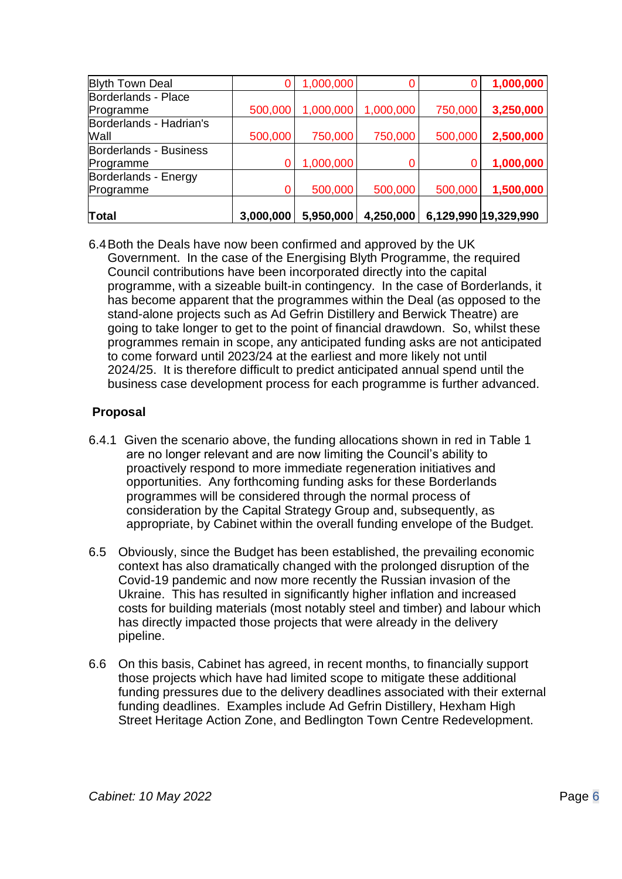| Blyth Town Deal | 0 | 1,000,000 | 0 | 0 | **1,000,000** |
|---|---|---|---|---|---|
| Borderlands - Place Programme | 500,000 | 1,000,000 | 1,000,000 | 750,000 | **3,250,000** |
| Borderlands - Hadrian's Wall | 500,000 | 750,000 | 750,000 | 500,000 | **2,500,000** |
| Borderlands - Business Programme | 0 | 1,000,000 | 0 | 0 | **1,000,000** |
| Borderlands - Energy Programme | 0 | 500,000 | 500,000 | 500,000 | **1,500,000** |
| **Total** | **3,000,000** | **5,950,000** | **4,250,000** | **6,129,990** | **19,329,990** |

6.4 Both the Deals have now been confirmed and approved by the UK Government. In the case of the Energising Blyth Programme, the required Council contributions have been incorporated directly into the capital programme, with a sizeable built-in contingency. In the case of Borderlands, it has become apparent that the programmes within the Deal (as opposed to the stand-alone projects such as Ad Gefrin Distillery and Berwick Theatre) are going to take longer to get to the point of financial drawdown. So, whilst these programmes remain in scope, any anticipated funding asks are not anticipated to come forward until 2023/24 at the earliest and more likely not until 2024/25. It is therefore difficult to predict anticipated annual spend until the business case development process for each programme is further advanced.

**Proposal**

6.4.1 Given the scenario above, the funding allocations shown in red in Table 1 are no longer relevant and are now limiting the Council's ability to proactively respond to more immediate regeneration initiatives and opportunities. Any forthcoming funding asks for these Borderlands programmes will be considered through the normal process of consideration by the Capital Strategy Group and, subsequently, as appropriate, by Cabinet within the overall funding envelope of the Budget.

6.5 Obviously, since the Budget has been established, the prevailing economic context has also dramatically changed with the prolonged disruption of the Covid-19 pandemic and now more recently the Russian invasion of the Ukraine. This has resulted in significantly higher inflation and increased costs for building materials (most notably steel and timber) and labour which has directly impacted those projects that were already in the delivery pipeline.

6.6 On this basis, Cabinet has agreed, in recent months, to financially support those projects which have had limited scope to mitigate these additional funding pressures due to the delivery deadlines associated with their external funding deadlines. Examples include Ad Gefrin Distillery, Hexham High Street Heritage Action Zone, and Bedlington Town Centre Redevelopment.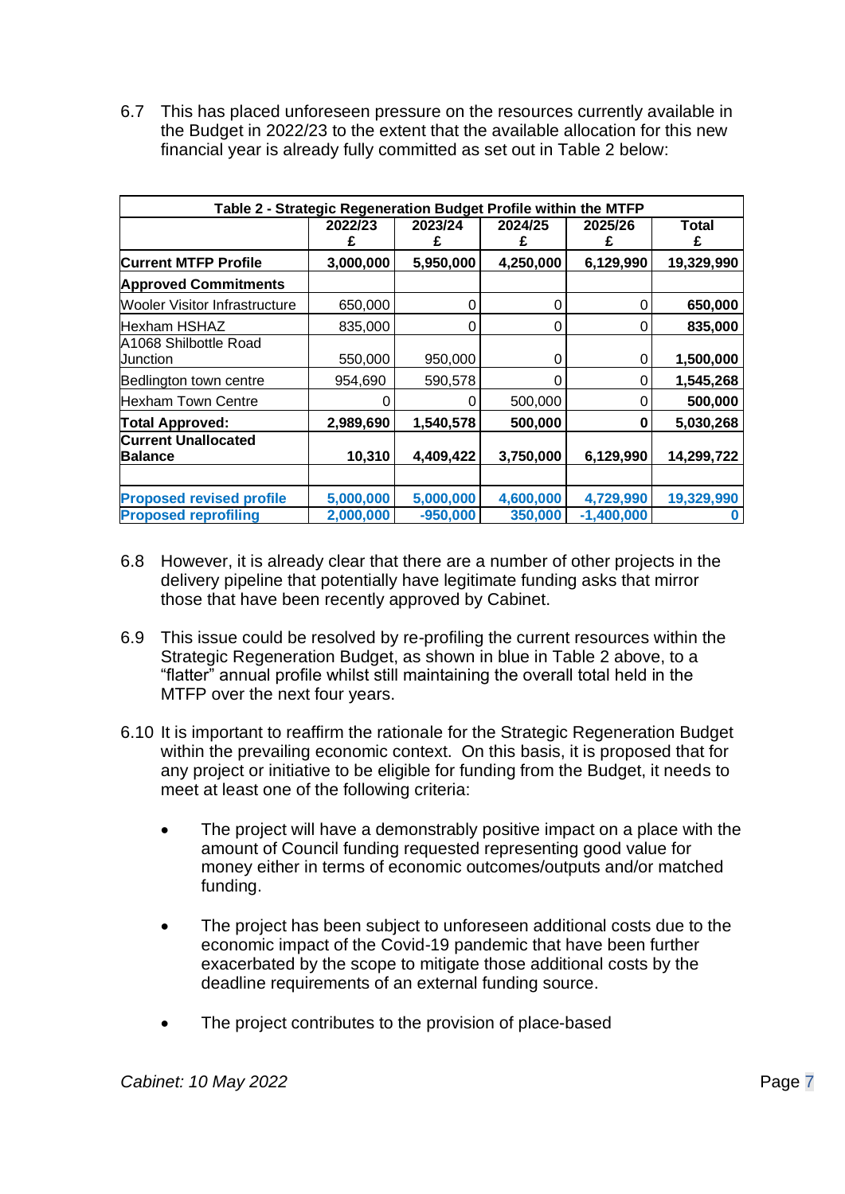6.7 This has placed unforeseen pressure on the resources currently available in the Budget in 2022/23 to the extent that the available allocation for this new financial year is already fully committed as set out in Table 2 below:

| Table 2 - Strategic Regeneration Budget Profile within the MTFP | | | | | |
|---|---|---|---|---|---|
| | **2022/23 £** | **2023/24 £** | **2024/25 £** | **2025/26 £** | **Total £** |
| **Current MTFP Profile** | **3,000,000** | **5,950,000** | **4,250,000** | **6,129,990** | **19,329,990** |
| **Approved Commitments** | | | | | |
| Wooler Visitor Infrastructure | 650,000 | 0 | 0 | 0 | **650,000** |
| Hexham HSHAZ | 835,000 | 0 | 0 | 0 | **835,000** |
| A1068 Shilbottle Road Junction | 550,000 | 950,000 | 0 | 0 | **1,500,000** |
| Bedlington town centre | 954,690 | 590,578 | 0 | 0 | **1,545,268** |
| Hexham Town Centre | 0 | 0 | 500,000 | 0 | **500,000** |
| **Total Approved:** | **2,989,690** | **1,540,578** | **500,000** | **0** | **5,030,268** |
| **Current Unallocated Balance** | **10,310** | **4,409,422** | **3,750,000** | **6,129,990** | **14,299,722** |
| | | | | | |
| **Proposed revised profile** | **5,000,000** | **5,000,000** | **4,600,000** | **4,729,990** | **19,329,990** |
| **Proposed reprofiling** | **2,000,000** | **-950,000** | **350,000** | **-1,400,000** | **0** |

6.8 However, it is already clear that there are a number of other projects in the delivery pipeline that potentially have legitimate funding asks that mirror those that have been recently approved by Cabinet.

6.9 This issue could be resolved by re-profiling the current resources within the Strategic Regeneration Budget, as shown in blue in Table 2 above, to a "flatter" annual profile whilst still maintaining the overall total held in the MTFP over the next four years.

6.10 It is important to reaffirm the rationale for the Strategic Regeneration Budget within the prevailing economic context. On this basis, it is proposed that for any project or initiative to be eligible for funding from the Budget, it needs to meet at least one of the following criteria:

- The project will have a demonstrably positive impact on a place with the amount of Council funding requested representing good value for money either in terms of economic outcomes/outputs and/or matched funding.

- The project has been subject to unforeseen additional costs due to the economic impact of the Covid-19 pandemic that have been further exacerbated by the scope to mitigate those additional costs by the deadline requirements of an external funding source.

- The project contributes to the provision of place-based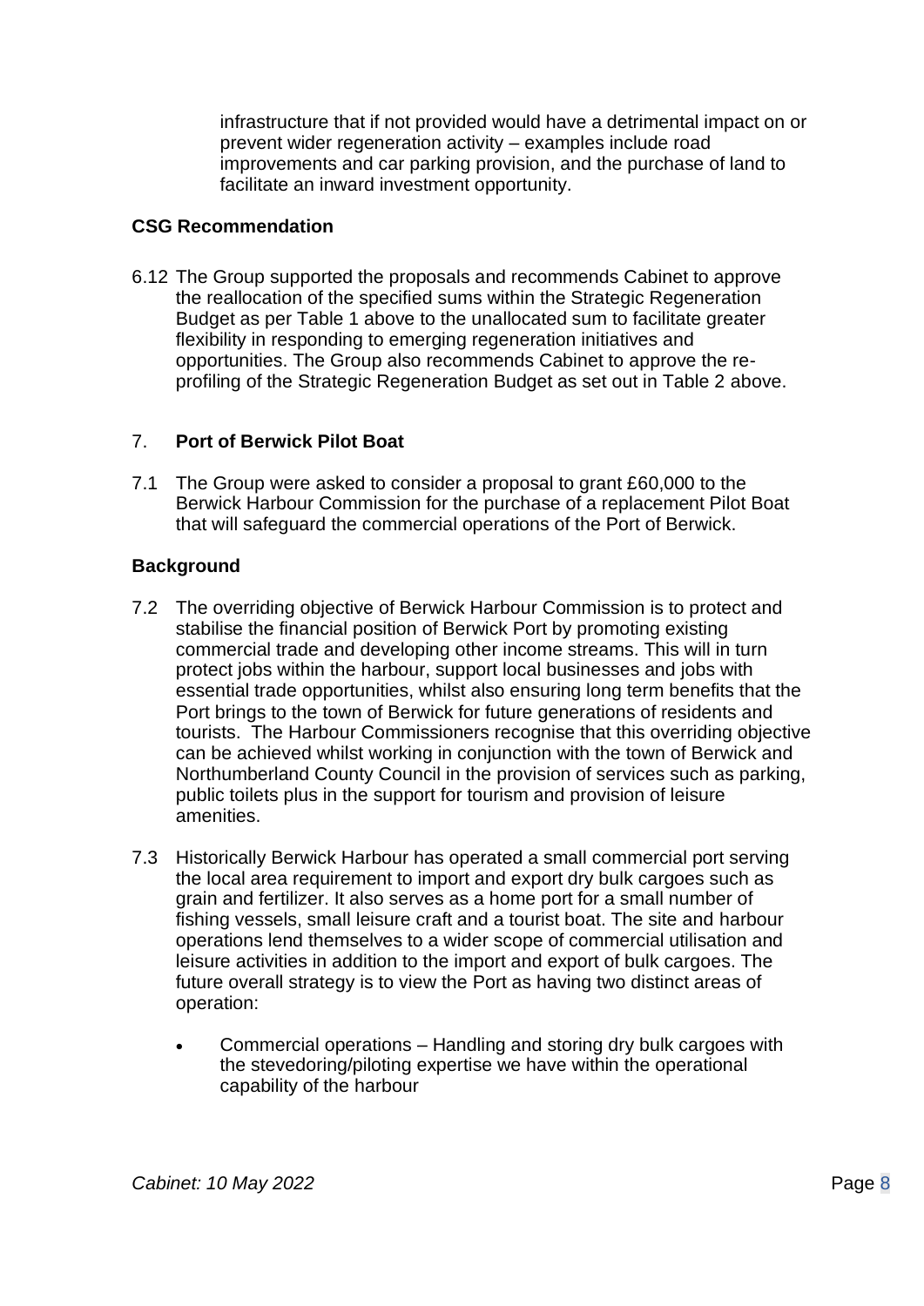infrastructure that if not provided would have a detrimental impact on or prevent wider regeneration activity – examples include road improvements and car parking provision, and the purchase of land to facilitate an inward investment opportunity.

**CSG Recommendation**

6.12 The Group supported the proposals and recommends Cabinet to approve the reallocation of the specified sums within the Strategic Regeneration Budget as per Table 1 above to the unallocated sum to facilitate greater flexibility in responding to emerging regeneration initiatives and opportunities. The Group also recommends Cabinet to approve the re-profiling of the Strategic Regeneration Budget as set out in Table 2 above.

## 7. **Port of Berwick Pilot Boat**

7.1 The Group were asked to consider a proposal to grant £60,000 to the Berwick Harbour Commission for the purchase of a replacement Pilot Boat that will safeguard the commercial operations of the Port of Berwick.

**Background**

7.2 The overriding objective of Berwick Harbour Commission is to protect and stabilise the financial position of Berwick Port by promoting existing commercial trade and developing other income streams. This will in turn protect jobs within the harbour, support local businesses and jobs with essential trade opportunities, whilst also ensuring long term benefits that the Port brings to the town of Berwick for future generations of residents and tourists. The Harbour Commissioners recognise that this overriding objective can be achieved whilst working in conjunction with the town of Berwick and Northumberland County Council in the provision of services such as parking, public toilets plus in the support for tourism and provision of leisure amenities.

7.3 Historically Berwick Harbour has operated a small commercial port serving the local area requirement to import and export dry bulk cargoes such as grain and fertilizer. It also serves as a home port for a small number of fishing vessels, small leisure craft and a tourist boat. The site and harbour operations lend themselves to a wider scope of commercial utilisation and leisure activities in addition to the import and export of bulk cargoes. The future overall strategy is to view the Port as having two distinct areas of operation:

- Commercial operations – Handling and storing dry bulk cargoes with the stevedoring/piloting expertise we have within the operational capability of the harbour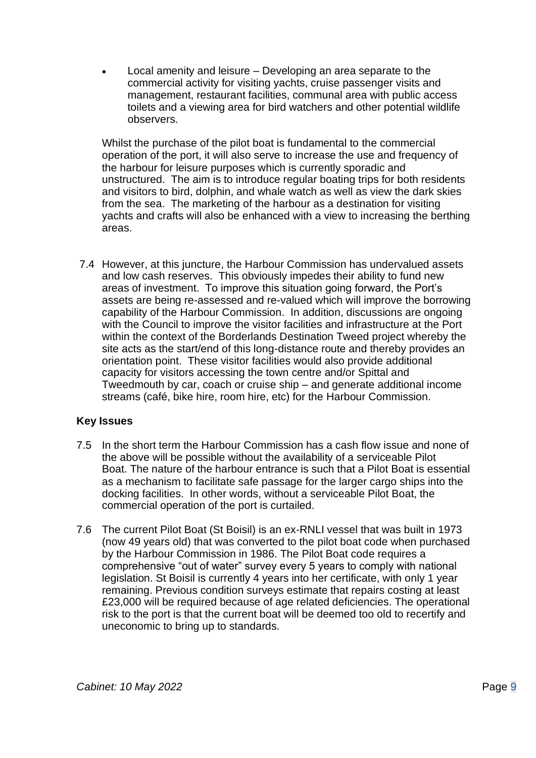- Local amenity and leisure – Developing an area separate to the commercial activity for visiting yachts, cruise passenger visits and management, restaurant facilities, communal area with public access toilets and a viewing area for bird watchers and other potential wildlife observers.

Whilst the purchase of the pilot boat is fundamental to the commercial operation of the port, it will also serve to increase the use and frequency of the harbour for leisure purposes which is currently sporadic and unstructured. The aim is to introduce regular boating trips for both residents and visitors to bird, dolphin, and whale watch as well as view the dark skies from the sea. The marketing of the harbour as a destination for visiting yachts and crafts will also be enhanced with a view to increasing the berthing areas.

7.4 However, at this juncture, the Harbour Commission has undervalued assets and low cash reserves. This obviously impedes their ability to fund new areas of investment. To improve this situation going forward, the Port's assets are being re-assessed and re-valued which will improve the borrowing capability of the Harbour Commission. In addition, discussions are ongoing with the Council to improve the visitor facilities and infrastructure at the Port within the context of the Borderlands Destination Tweed project whereby the site acts as the start/end of this long-distance route and thereby provides an orientation point. These visitor facilities would also provide additional capacity for visitors accessing the town centre and/or Spittal and Tweedmouth by car, coach or cruise ship – and generate additional income streams (café, bike hire, room hire, etc) for the Harbour Commission.

**Key Issues**

7.5 In the short term the Harbour Commission has a cash flow issue and none of the above will be possible without the availability of a serviceable Pilot Boat. The nature of the harbour entrance is such that a Pilot Boat is essential as a mechanism to facilitate safe passage for the larger cargo ships into the docking facilities. In other words, without a serviceable Pilot Boat, the commercial operation of the port is curtailed.

7.6 The current Pilot Boat (St Boisil) is an ex-RNLI vessel that was built in 1973 (now 49 years old) that was converted to the pilot boat code when purchased by the Harbour Commission in 1986. The Pilot Boat code requires a comprehensive "out of water" survey every 5 years to comply with national legislation. St Boisil is currently 4 years into her certificate, with only 1 year remaining. Previous condition surveys estimate that repairs costing at least £23,000 will be required because of age related deficiencies. The operational risk to the port is that the current boat will be deemed too old to recertify and uneconomic to bring up to standards.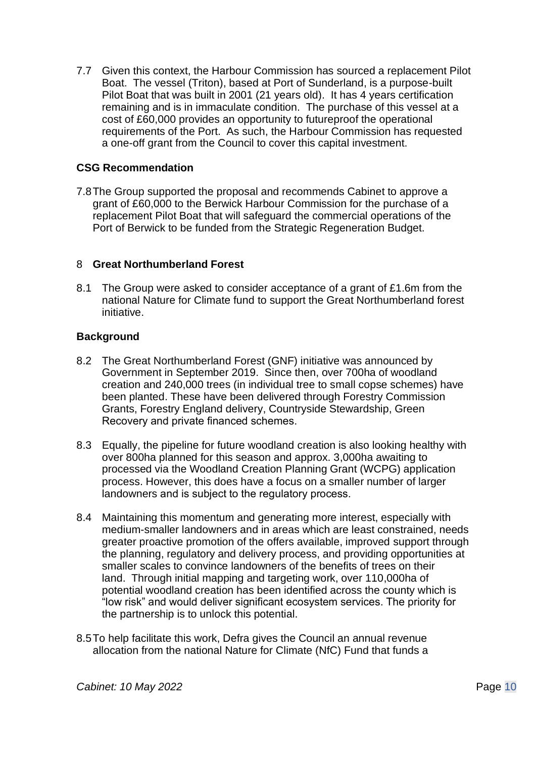7.7 Given this context, the Harbour Commission has sourced a replacement Pilot Boat. The vessel (Triton), based at Port of Sunderland, is a purpose-built Pilot Boat that was built in 2001 (21 years old). It has 4 years certification remaining and is in immaculate condition. The purchase of this vessel at a cost of £60,000 provides an opportunity to futureproof the operational requirements of the Port. As such, the Harbour Commission has requested a one-off grant from the Council to cover this capital investment.

**CSG Recommendation**

7.8 The Group supported the proposal and recommends Cabinet to approve a grant of £60,000 to the Berwick Harbour Commission for the purchase of a replacement Pilot Boat that will safeguard the commercial operations of the Port of Berwick to be funded from the Strategic Regeneration Budget.

## 8 Great Northumberland Forest

8.1 The Group were asked to consider acceptance of a grant of £1.6m from the national Nature for Climate fund to support the Great Northumberland forest initiative.

**Background**

8.2 The Great Northumberland Forest (GNF) initiative was announced by Government in September 2019. Since then, over 700ha of woodland creation and 240,000 trees (in individual tree to small copse schemes) have been planted. These have been delivered through Forestry Commission Grants, Forestry England delivery, Countryside Stewardship, Green Recovery and private financed schemes.

8.3 Equally, the pipeline for future woodland creation is also looking healthy with over 800ha planned for this season and approx. 3,000ha awaiting to processed via the Woodland Creation Planning Grant (WCPG) application process. However, this does have a focus on a smaller number of larger landowners and is subject to the regulatory process.

8.4 Maintaining this momentum and generating more interest, especially with medium-smaller landowners and in areas which are least constrained, needs greater proactive promotion of the offers available, improved support through the planning, regulatory and delivery process, and providing opportunities at smaller scales to convince landowners of the benefits of trees on their land. Through initial mapping and targeting work, over 110,000ha of potential woodland creation has been identified across the county which is "low risk" and would deliver significant ecosystem services. The priority for the partnership is to unlock this potential.

8.5 To help facilitate this work, Defra gives the Council an annual revenue allocation from the national Nature for Climate (NfC) Fund that funds a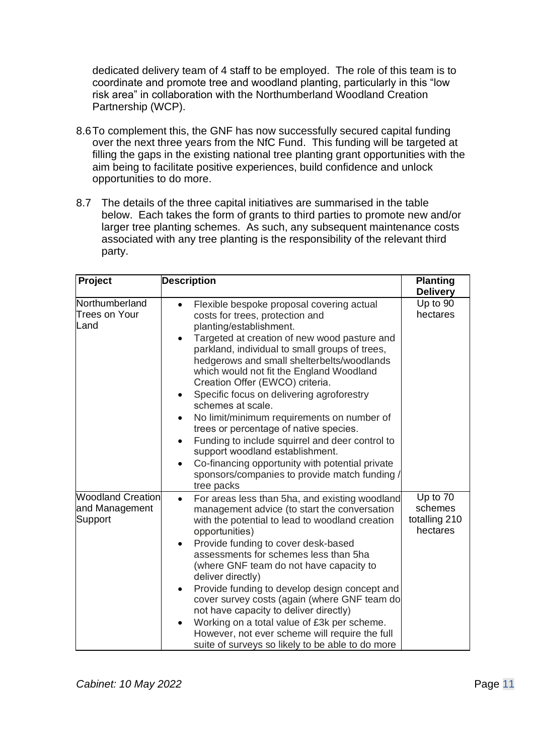dedicated delivery team of 4 staff to be employed. The role of this team is to coordinate and promote tree and woodland planting, particularly in this "low risk area" in collaboration with the Northumberland Woodland Creation Partnership (WCP).

8.6 To complement this, the GNF has now successfully secured capital funding over the next three years from the NfC Fund. This funding will be targeted at filling the gaps in the existing national tree planting grant opportunities with the aim being to facilitate positive experiences, build confidence and unlock opportunities to do more.

8.7 The details of the three capital initiatives are summarised in the table below. Each takes the form of grants to third parties to promote new and/or larger tree planting schemes. As such, any subsequent maintenance costs associated with any tree planting is the responsibility of the relevant third party.

| Project | Description | Planting Delivery |
|---|---|---|
| Northumberland Trees on Your Land | • Flexible bespoke proposal covering actual costs for trees, protection and planting/establishment.<br>• Targeted at creation of new wood pasture and parkland, individual to small groups of trees, hedgerows and small shelterbelts/woodlands which would not fit the England Woodland Creation Offer (EWCO) criteria.<br>• Specific focus on delivering agroforestry schemes at scale.<br>• No limit/minimum requirements on number of trees or percentage of native species.<br>• Funding to include squirrel and deer control to support woodland establishment.<br>• Co-financing opportunity with potential private sponsors/companies to provide match funding / tree packs | Up to 90 hectares |
| Woodland Creation and Management Support | • For areas less than 5ha, and existing woodland management advice (to start the conversation with the potential to lead to woodland creation opportunities)<br>• Provide funding to cover desk-based assessments for schemes less than 5ha (where GNF team do not have capacity to deliver directly)<br>• Provide funding to develop design concept and cover survey costs (again (where GNF team do not have capacity to deliver directly)<br>• Working on a total value of £3k per scheme. However, not ever scheme will require the full suite of surveys so likely to be able to do more | Up to 70 schemes totalling 210 hectares |

*Cabinet: 10 May 2022*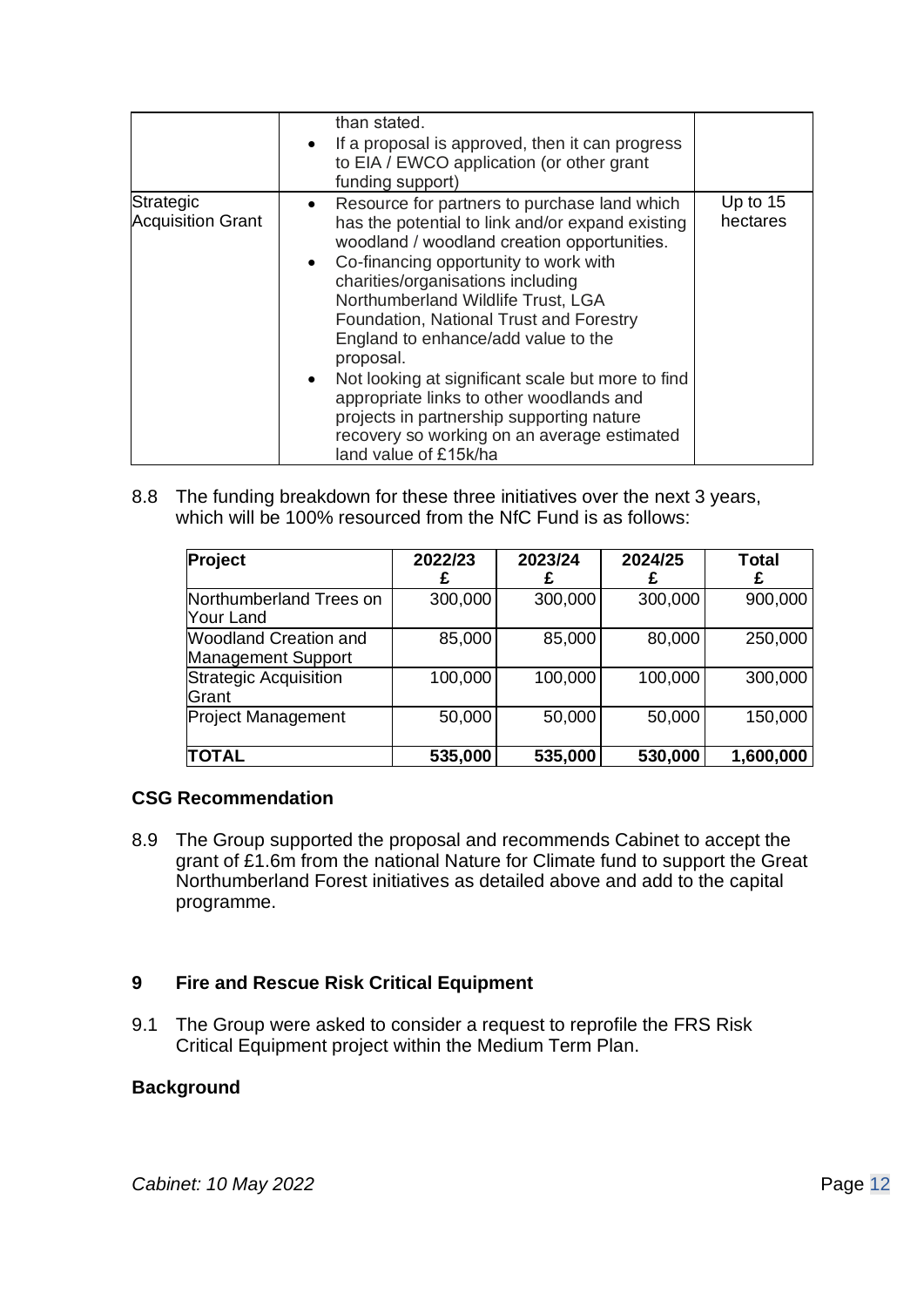| | | |
|---|---|---|
| | than stated.<br>• If a proposal is approved, then it can progress to EIA / EWCO application (or other grant funding support) | |
| Strategic Acquisition Grant | • Resource for partners to purchase land which has the potential to link and/or expand existing woodland / woodland creation opportunities.<br>• Co-financing opportunity to work with charities/organisations including Northumberland Wildlife Trust, LGA Foundation, National Trust and Forestry England to enhance/add value to the proposal.<br>• Not looking at significant scale but more to find appropriate links to other woodlands and projects in partnership supporting nature recovery so working on an average estimated land value of £15k/ha | Up to 15 hectares |

8.8 The funding breakdown for these three initiatives over the next 3 years, which will be 100% resourced from the NfC Fund is as follows:

| **Project** | **2022/23 £** | **2023/24 £** | **2024/25 £** | **Total £** |
|---|---|---|---|---|
| Northumberland Trees on Your Land | 300,000 | 300,000 | 300,000 | 900,000 |
| Woodland Creation and Management Support | 85,000 | 85,000 | 80,000 | 250,000 |
| Strategic Acquisition Grant | 100,000 | 100,000 | 100,000 | 300,000 |
| Project Management | 50,000 | 50,000 | 50,000 | 150,000 |
| **TOTAL** | **535,000** | **535,000** | **530,000** | **1,600,000** |

**CSG Recommendation**

8.9 The Group supported the proposal and recommends Cabinet to accept the grant of £1.6m from the national Nature for Climate fund to support the Great Northumberland Forest initiatives as detailed above and add to the capital programme.

## 9 Fire and Rescue Risk Critical Equipment

9.1 The Group were asked to consider a request to reprofile the FRS Risk Critical Equipment project within the Medium Term Plan.

**Background**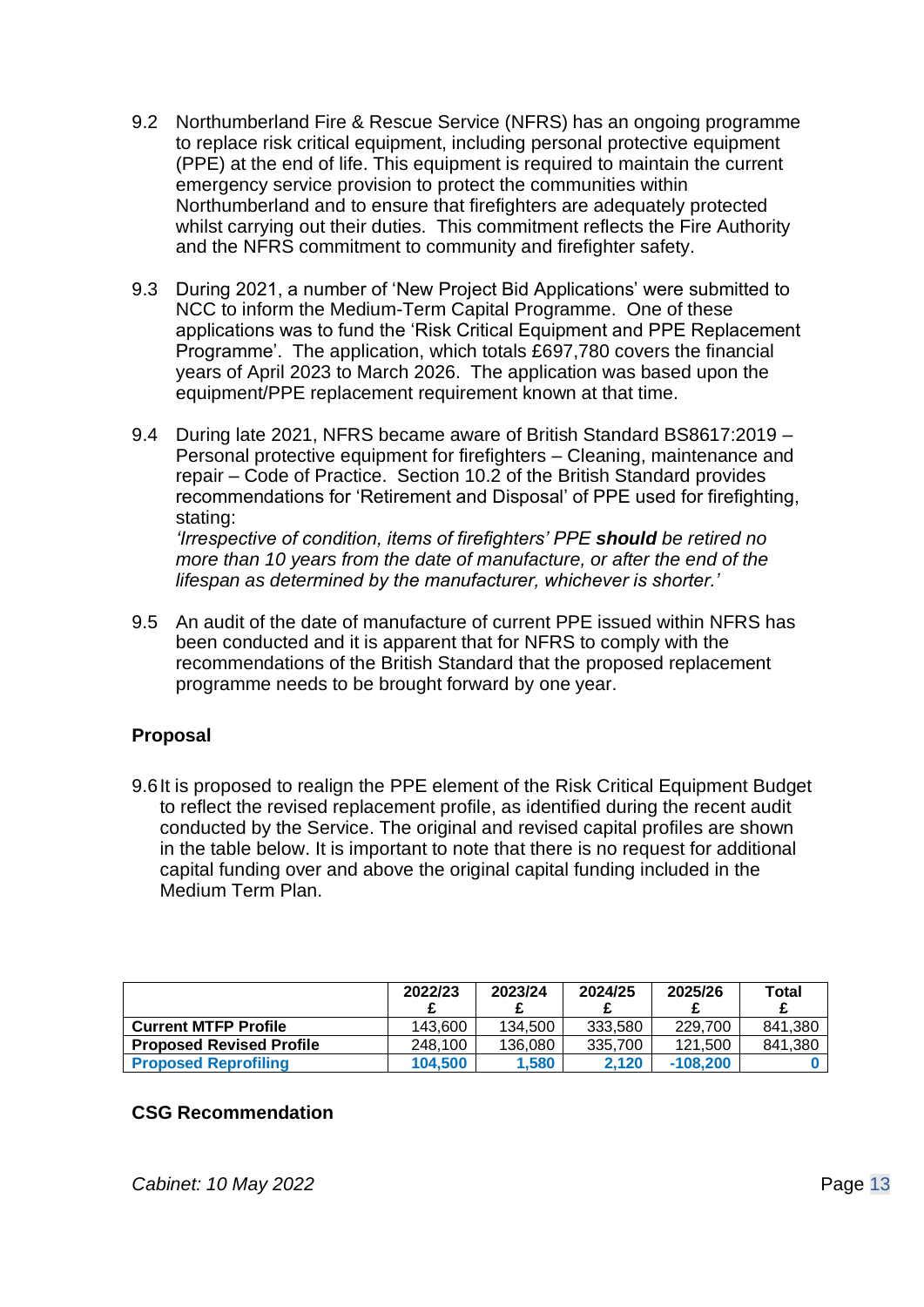9.2 Northumberland Fire & Rescue Service (NFRS) has an ongoing programme to replace risk critical equipment, including personal protective equipment (PPE) at the end of life. This equipment is required to maintain the current emergency service provision to protect the communities within Northumberland and to ensure that firefighters are adequately protected whilst carrying out their duties. This commitment reflects the Fire Authority and the NFRS commitment to community and firefighter safety.

9.3 During 2021, a number of 'New Project Bid Applications' were submitted to NCC to inform the Medium-Term Capital Programme. One of these applications was to fund the 'Risk Critical Equipment and PPE Replacement Programme'. The application, which totals £697,780 covers the financial years of April 2023 to March 2026. The application was based upon the equipment/PPE replacement requirement known at that time.

9.4 During late 2021, NFRS became aware of British Standard BS8617:2019 – Personal protective equipment for firefighters – Cleaning, maintenance and repair – Code of Practice. Section 10.2 of the British Standard provides recommendations for 'Retirement and Disposal' of PPE used for firefighting, stating:
*'Irrespective of condition, items of firefighters' PPE **should** be retired no more than 10 years from the date of manufacture, or after the end of the lifespan as determined by the manufacturer, whichever is shorter.'*

9.5 An audit of the date of manufacture of current PPE issued within NFRS has been conducted and it is apparent that for NFRS to comply with the recommendations of the British Standard that the proposed replacement programme needs to be brought forward by one year.

**Proposal**

9.6 It is proposed to realign the PPE element of the Risk Critical Equipment Budget to reflect the revised replacement profile, as identified during the recent audit conducted by the Service. The original and revised capital profiles are shown in the table below. It is important to note that there is no request for additional capital funding over and above the original capital funding included in the Medium Term Plan.

| | 2022/23 £ | 2023/24 £ | 2024/25 £ | 2025/26 £ | Total £ |
|---|---|---|---|---|---|
| **Current MTFP Profile** | 143,600 | 134,500 | 333,580 | 229,700 | 841,380 |
| **Proposed Revised Profile** | 248,100 | 136,080 | 335,700 | 121,500 | 841,380 |
| **Proposed Reprofiling** | **104,500** | **1,580** | **2,120** | **-108,200** | **0** |

**CSG Recommendation**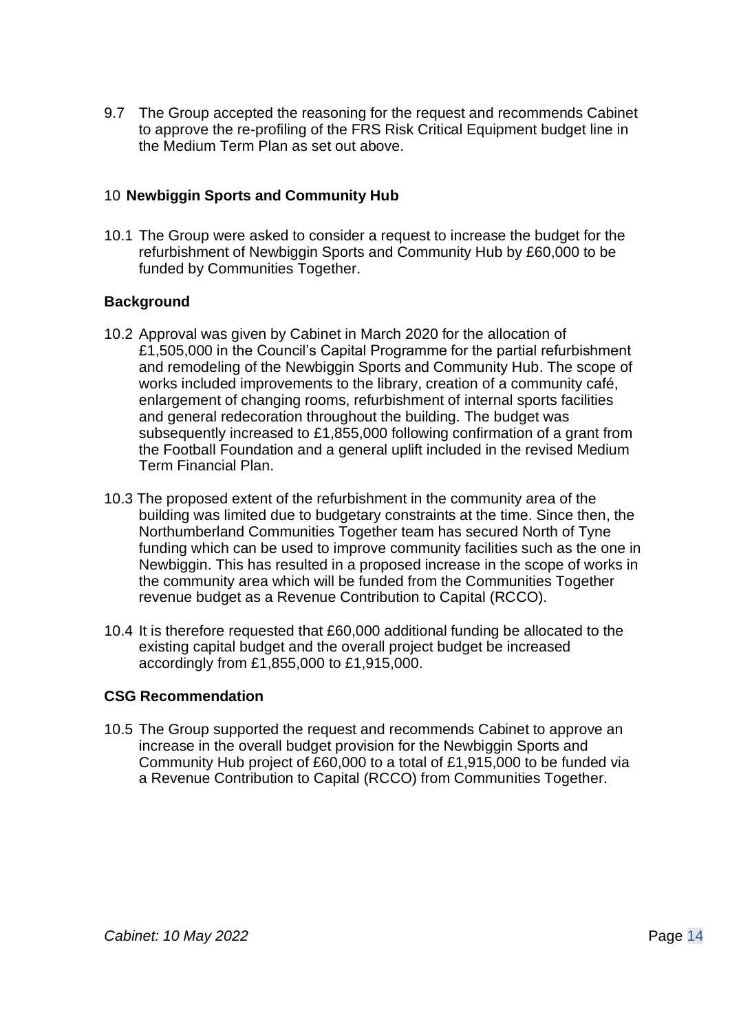9.7 The Group accepted the reasoning for the request and recommends Cabinet to approve the re-profiling of the FRS Risk Critical Equipment budget line in the Medium Term Plan as set out above.

## 10 Newbiggin Sports and Community Hub

10.1 The Group were asked to consider a request to increase the budget for the refurbishment of Newbiggin Sports and Community Hub by £60,000 to be funded by Communities Together.

### Background

10.2 Approval was given by Cabinet in March 2020 for the allocation of £1,505,000 in the Council's Capital Programme for the partial refurbishment and remodeling of the Newbiggin Sports and Community Hub. The scope of works included improvements to the library, creation of a community café, enlargement of changing rooms, refurbishment of internal sports facilities and general redecoration throughout the building. The budget was subsequently increased to £1,855,000 following confirmation of a grant from the Football Foundation and a general uplift included in the revised Medium Term Financial Plan.

10.3 The proposed extent of the refurbishment in the community area of the building was limited due to budgetary constraints at the time. Since then, the Northumberland Communities Together team has secured North of Tyne funding which can be used to improve community facilities such as the one in Newbiggin. This has resulted in a proposed increase in the scope of works in the community area which will be funded from the Communities Together revenue budget as a Revenue Contribution to Capital (RCCO).

10.4 It is therefore requested that £60,000 additional funding be allocated to the existing capital budget and the overall project budget be increased accordingly from £1,855,000 to £1,915,000.

### CSG Recommendation

10.5 The Group supported the request and recommends Cabinet to approve an increase in the overall budget provision for the Newbiggin Sports and Community Hub project of £60,000 to a total of £1,915,000 to be funded via a Revenue Contribution to Capital (RCCO) from Communities Together.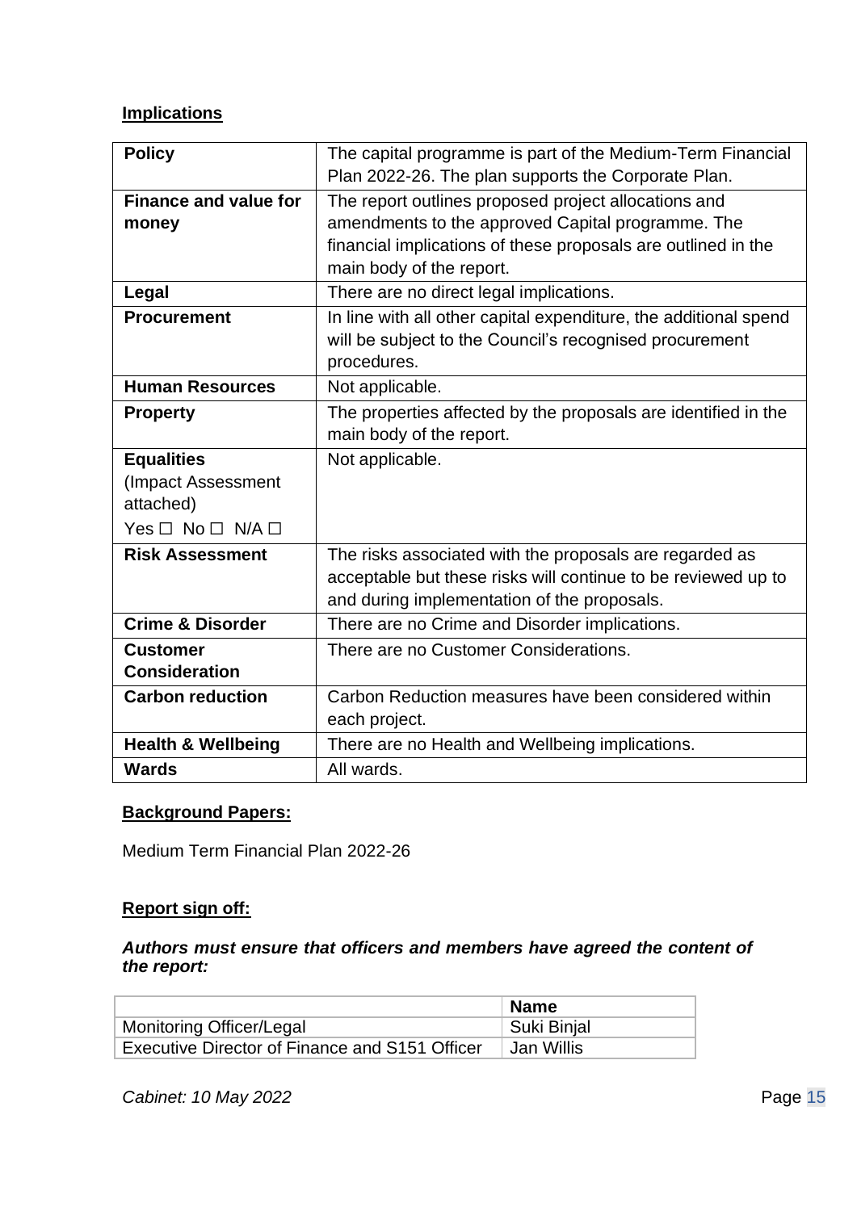**Implications**

| Policy | The capital programme is part of the Medium-Term Financial Plan 2022-26. The plan supports the Corporate Plan. |
|---|---|
| **Finance and value for money** | The report outlines proposed project allocations and amendments to the approved Capital programme. The financial implications of these proposals are outlined in the main body of the report. |
| **Legal** | There are no direct legal implications. |
| **Procurement** | In line with all other capital expenditure, the additional spend will be subject to the Council's recognised procurement procedures. |
| **Human Resources** | Not applicable. |
| **Property** | The properties affected by the proposals are identified in the main body of the report. |
| **Equalities** (Impact Assessment attached) Yes ☐ No ☐ N/A ☐ | Not applicable. |
| **Risk Assessment** | The risks associated with the proposals are regarded as acceptable but these risks will continue to be reviewed up to and during implementation of the proposals. |
| **Crime & Disorder** | There are no Crime and Disorder implications. |
| **Customer Consideration** | There are no Customer Considerations. |
| **Carbon reduction** | Carbon Reduction measures have been considered within each project. |
| **Health & Wellbeing** | There are no Health and Wellbeing implications. |
| **Wards** | All wards. |

**Background Papers:**

Medium Term Financial Plan 2022-26

**Report sign off:**

***Authors must ensure that officers and members have agreed the content of the report:***

| | Name |
|---|---|
| Monitoring Officer/Legal | Suki Binjal |
| Executive Director of Finance and S151 Officer | Jan Willis |

*Cabinet: 10 May 2022*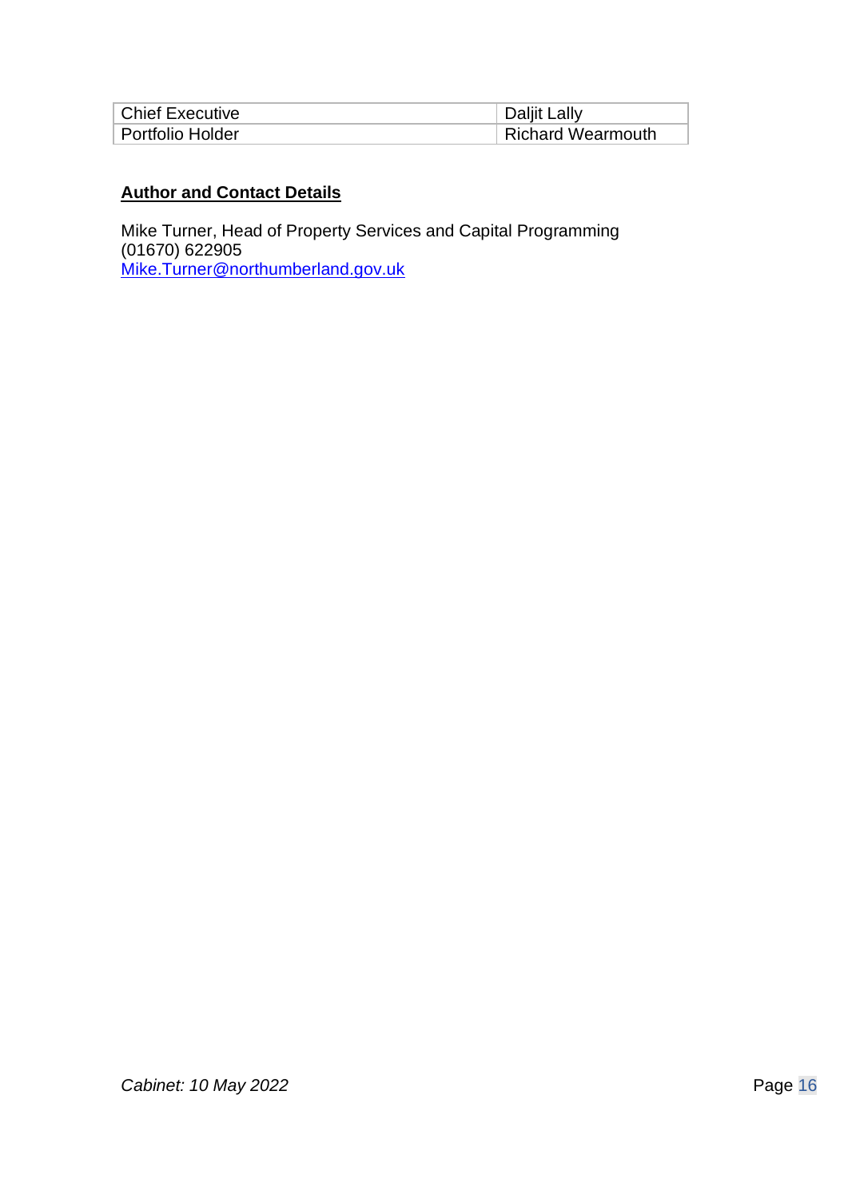| | |
|---|---|
| Chief Executive | Daljit Lally |
| Portfolio Holder | Richard Wearmouth |

**Author and Contact Details**

Mike Turner, Head of Property Services and Capital Programming
(01670) 622905
Mike.Turner@northumberland.gov.uk